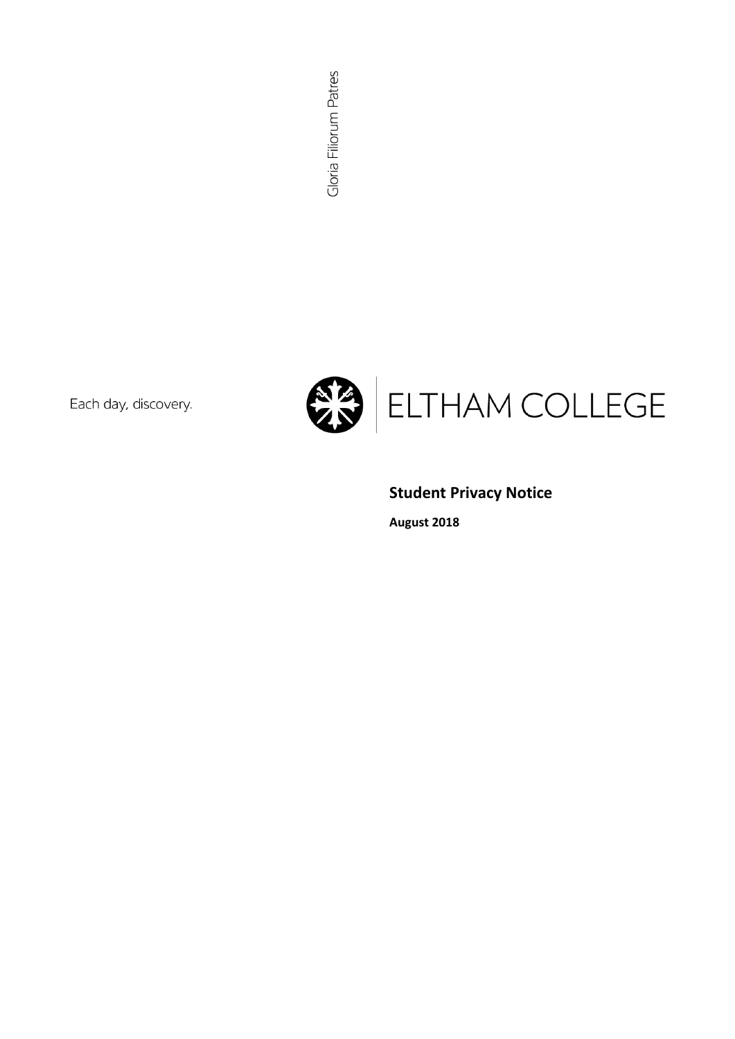Gloria Filiorum Patres

Each day, discovery.

ELTHAM COLLEGE

# Student Privacy Notice

**August 2018**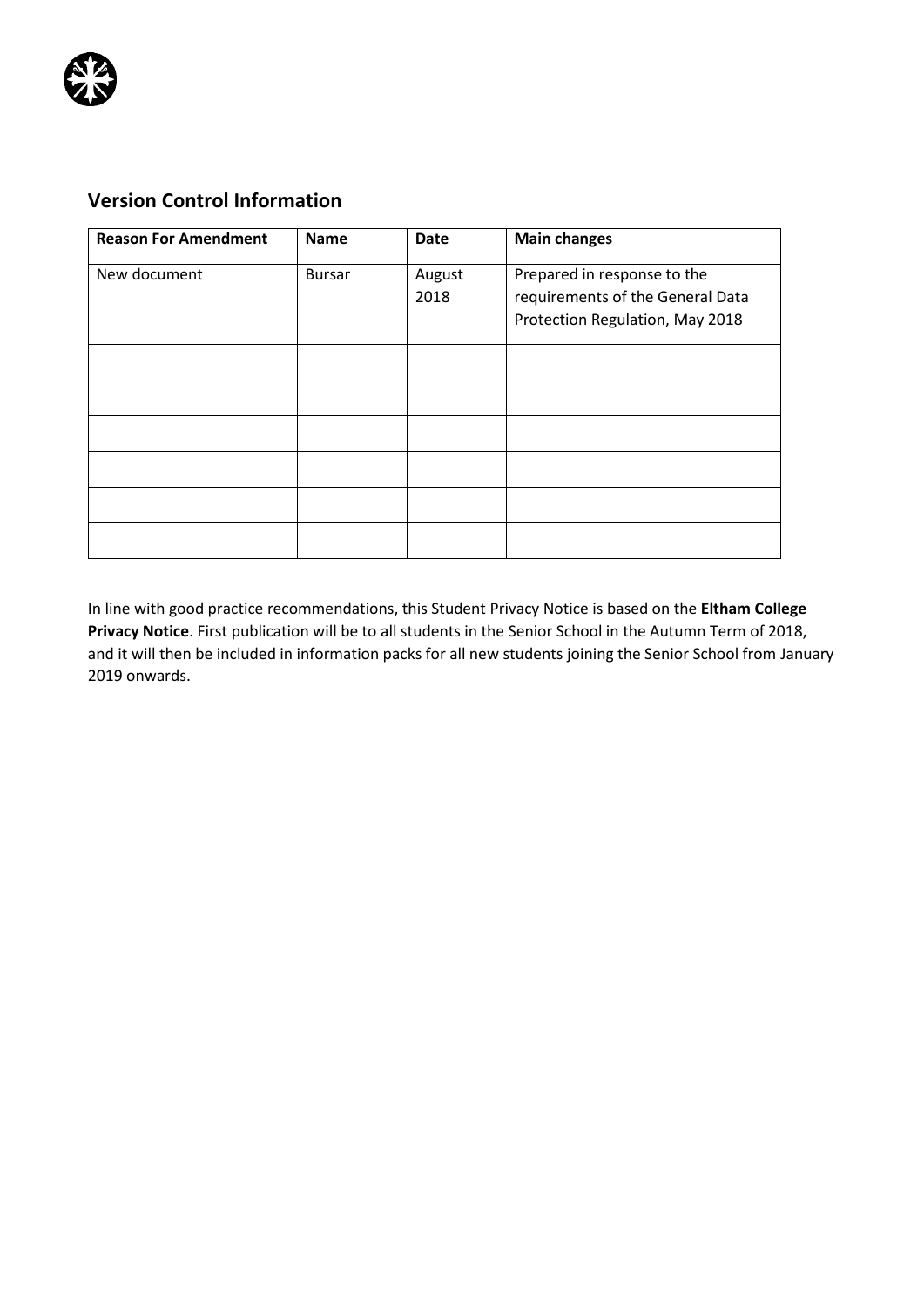## Version Control Information

| Reason For Amendment | Name | Date | Main changes |
|---|---|---|---|
| New document | Bursar | August 2018 | Prepared in response to the requirements of the General Data Protection Regulation, May 2018 |
| | | | |
| | | | |
| | | | |
| | | | |
| | | | |
| | | | |

In line with good practice recommendations, this Student Privacy Notice is based on the **Eltham College Privacy Notice**. First publication will be to all students in the Senior School in the Autumn Term of 2018, and it will then be included in information packs for all new students joining the Senior School from January 2019 onwards.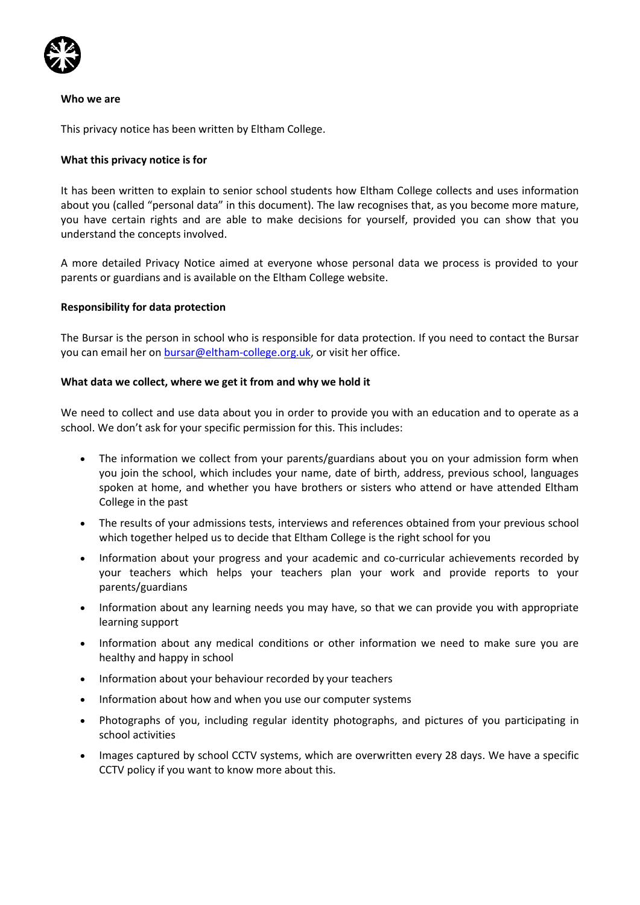**Who we are**

This privacy notice has been written by Eltham College.

**What this privacy notice is for**

It has been written to explain to senior school students how Eltham College collects and uses information about you (called "personal data" in this document). The law recognises that, as you become more mature, you have certain rights and are able to make decisions for yourself, provided you can show that you understand the concepts involved.

A more detailed Privacy Notice aimed at everyone whose personal data we process is provided to your parents or guardians and is available on the Eltham College website.

**Responsibility for data protection**

The Bursar is the person in school who is responsible for data protection. If you need to contact the Bursar you can email her on [bursar@eltham-college.org.uk](mailto:bursar@eltham-college.org.uk), or visit her office.

**What data we collect, where we get it from and why we hold it**

We need to collect and use data about you in order to provide you with an education and to operate as a school. We don't ask for your specific permission for this. This includes:

- The information we collect from your parents/guardians about you on your admission form when you join the school, which includes your name, date of birth, address, previous school, languages spoken at home, and whether you have brothers or sisters who attend or have attended Eltham College in the past
- The results of your admissions tests, interviews and references obtained from your previous school which together helped us to decide that Eltham College is the right school for you
- Information about your progress and your academic and co-curricular achievements recorded by your teachers which helps your teachers plan your work and provide reports to your parents/guardians
- Information about any learning needs you may have, so that we can provide you with appropriate learning support
- Information about any medical conditions or other information we need to make sure you are healthy and happy in school
- Information about your behaviour recorded by your teachers
- Information about how and when you use our computer systems
- Photographs of you, including regular identity photographs, and pictures of you participating in school activities
- Images captured by school CCTV systems, which are overwritten every 28 days. We have a specific CCTV policy if you want to know more about this.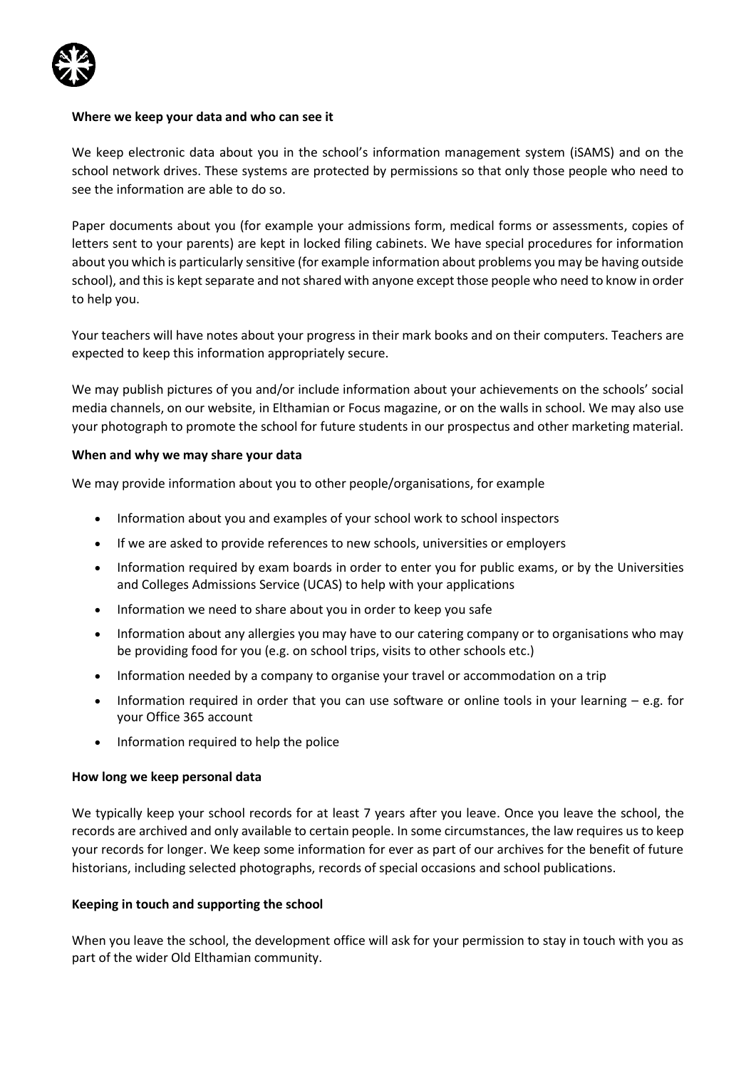**Where we keep your data and who can see it**

We keep electronic data about you in the school's information management system (iSAMS) and on the school network drives. These systems are protected by permissions so that only those people who need to see the information are able to do so.

Paper documents about you (for example your admissions form, medical forms or assessments, copies of letters sent to your parents) are kept in locked filing cabinets. We have special procedures for information about you which is particularly sensitive (for example information about problems you may be having outside school), and this is kept separate and not shared with anyone except those people who need to know in order to help you.

Your teachers will have notes about your progress in their mark books and on their computers. Teachers are expected to keep this information appropriately secure.

We may publish pictures of you and/or include information about your achievements on the schools' social media channels, on our website, in Elthamian or Focus magazine, or on the walls in school. We may also use your photograph to promote the school for future students in our prospectus and other marketing material.

**When and why we may share your data**

We may provide information about you to other people/organisations, for example

- Information about you and examples of your school work to school inspectors
- If we are asked to provide references to new schools, universities or employers
- Information required by exam boards in order to enter you for public exams, or by the Universities and Colleges Admissions Service (UCAS) to help with your applications
- Information we need to share about you in order to keep you safe
- Information about any allergies you may have to our catering company or to organisations who may be providing food for you (e.g. on school trips, visits to other schools etc.)
- Information needed by a company to organise your travel or accommodation on a trip
- Information required in order that you can use software or online tools in your learning – e.g. for your Office 365 account
- Information required to help the police

**How long we keep personal data**

We typically keep your school records for at least 7 years after you leave. Once you leave the school, the records are archived and only available to certain people. In some circumstances, the law requires us to keep your records for longer. We keep some information for ever as part of our archives for the benefit of future historians, including selected photographs, records of special occasions and school publications.

**Keeping in touch and supporting the school**

When you leave the school, the development office will ask for your permission to stay in touch with you as part of the wider Old Elthamian community.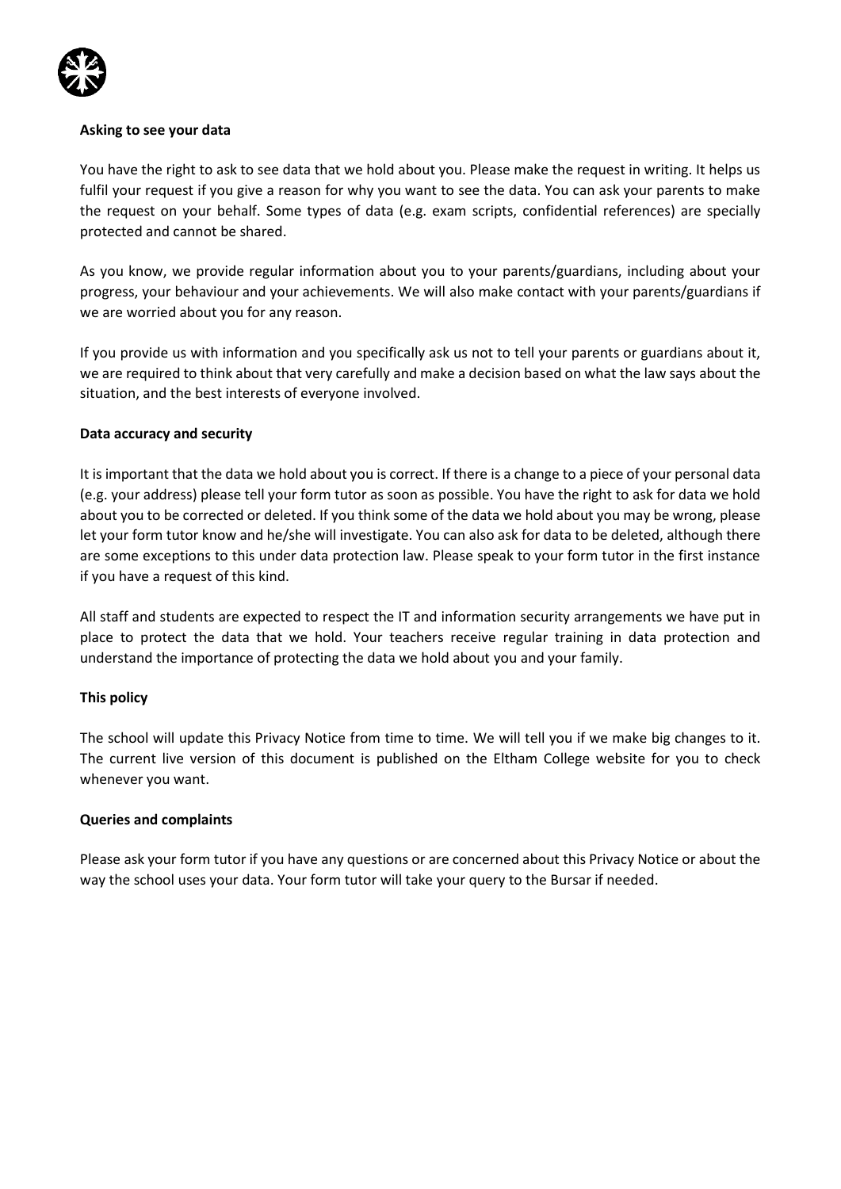**Asking to see your data**

You have the right to ask to see data that we hold about you. Please make the request in writing. It helps us fulfil your request if you give a reason for why you want to see the data. You can ask your parents to make the request on your behalf. Some types of data (e.g. exam scripts, confidential references) are specially protected and cannot be shared.

As you know, we provide regular information about you to your parents/guardians, including about your progress, your behaviour and your achievements. We will also make contact with your parents/guardians if we are worried about you for any reason.

If you provide us with information and you specifically ask us not to tell your parents or guardians about it, we are required to think about that very carefully and make a decision based on what the law says about the situation, and the best interests of everyone involved.

**Data accuracy and security**

It is important that the data we hold about you is correct. If there is a change to a piece of your personal data (e.g. your address) please tell your form tutor as soon as possible. You have the right to ask for data we hold about you to be corrected or deleted. If you think some of the data we hold about you may be wrong, please let your form tutor know and he/she will investigate. You can also ask for data to be deleted, although there are some exceptions to this under data protection law. Please speak to your form tutor in the first instance if you have a request of this kind.

All staff and students are expected to respect the IT and information security arrangements we have put in place to protect the data that we hold. Your teachers receive regular training in data protection and understand the importance of protecting the data we hold about you and your family.

**This policy**

The school will update this Privacy Notice from time to time. We will tell you if we make big changes to it. The current live version of this document is published on the Eltham College website for you to check whenever you want.

**Queries and complaints**

Please ask your form tutor if you have any questions or are concerned about this Privacy Notice or about the way the school uses your data. Your form tutor will take your query to the Bursar if needed.